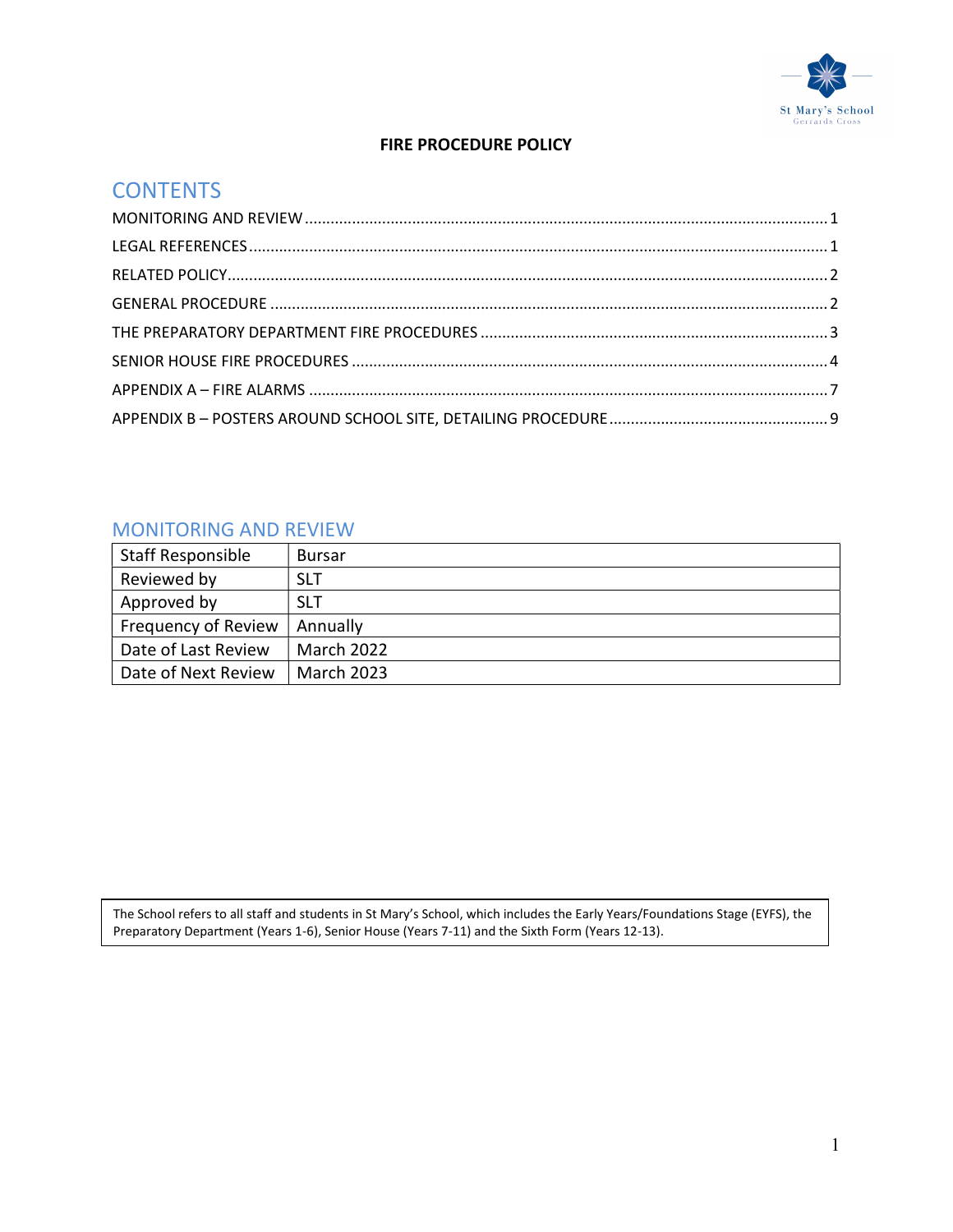St Mary's School
Gerrards Cross

# FIRE PROCEDURE POLICY

## CONTENTS

MONITORING AND REVIEW ........ 1
LEGAL REFERENCES ........ 1
RELATED POLICY ........ 2
GENERAL PROCEDURE ........ 2
THE PREPARATORY DEPARTMENT FIRE PROCEDURES ........ 3
SENIOR HOUSE FIRE PROCEDURES ........ 4
APPENDIX A – FIRE ALARMS ........ 7
APPENDIX B – POSTERS AROUND SCHOOL SITE, DETAILING PROCEDURE ........ 9

## MONITORING AND REVIEW

| Staff Responsible | Bursar |
|---|---|
| Reviewed by | SLT |
| Approved by | SLT |
| Frequency of Review | Annually |
| Date of Last Review | March 2022 |
| Date of Next Review | March 2023 |

The School refers to all staff and students in St Mary's School, which includes the Early Years/Foundations Stage (EYFS), the Preparatory Department (Years 1-6), Senior House (Years 7-11) and the Sixth Form (Years 12-13).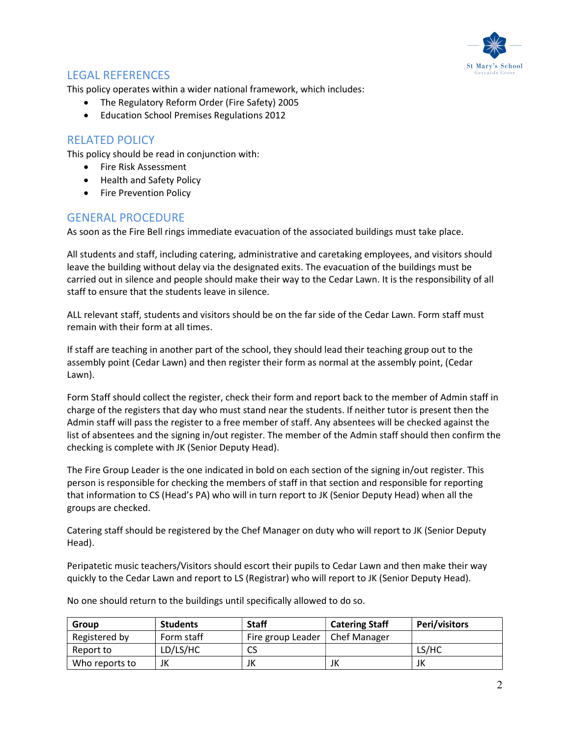## LEGAL REFERENCES

This policy operates within a wider national framework, which includes:

- The Regulatory Reform Order (Fire Safety) 2005
- Education School Premises Regulations 2012

## RELATED POLICY

This policy should be read in conjunction with:

- Fire Risk Assessment
- Health and Safety Policy
- Fire Prevention Policy

## GENERAL PROCEDURE

As soon as the Fire Bell rings immediate evacuation of the associated buildings must take place.

All students and staff, including catering, administrative and caretaking employees, and visitors should leave the building without delay via the designated exits. The evacuation of the buildings must be carried out in silence and people should make their way to the Cedar Lawn. It is the responsibility of all staff to ensure that the students leave in silence.

ALL relevant staff, students and visitors should be on the far side of the Cedar Lawn. Form staff must remain with their form at all times.

If staff are teaching in another part of the school, they should lead their teaching group out to the assembly point (Cedar Lawn) and then register their form as normal at the assembly point, (Cedar Lawn).

Form Staff should collect the register, check their form and report back to the member of Admin staff in charge of the registers that day who must stand near the students. If neither tutor is present then the Admin staff will pass the register to a free member of staff. Any absentees will be checked against the list of absentees and the signing in/out register. The member of the Admin staff should then confirm the checking is complete with JK (Senior Deputy Head).

The Fire Group Leader is the one indicated in bold on each section of the signing in/out register. This person is responsible for checking the members of staff in that section and responsible for reporting that information to CS (Head's PA) who will in turn report to JK (Senior Deputy Head) when all the groups are checked.

Catering staff should be registered by the Chef Manager on duty who will report to JK (Senior Deputy Head).

Peripatetic music teachers/Visitors should escort their pupils to Cedar Lawn and then make their way quickly to the Cedar Lawn and report to LS (Registrar) who will report to JK (Senior Deputy Head).

No one should return to the buildings until specifically allowed to do so.

| Group | Students | Staff | Catering Staff | Peri/visitors |
|---|---|---|---|---|
| Registered by | Form staff | Fire group Leader | Chef Manager | |
| Report to | LD/LS/HC | CS | | LS/HC |
| Who reports to | JK | JK | JK | JK |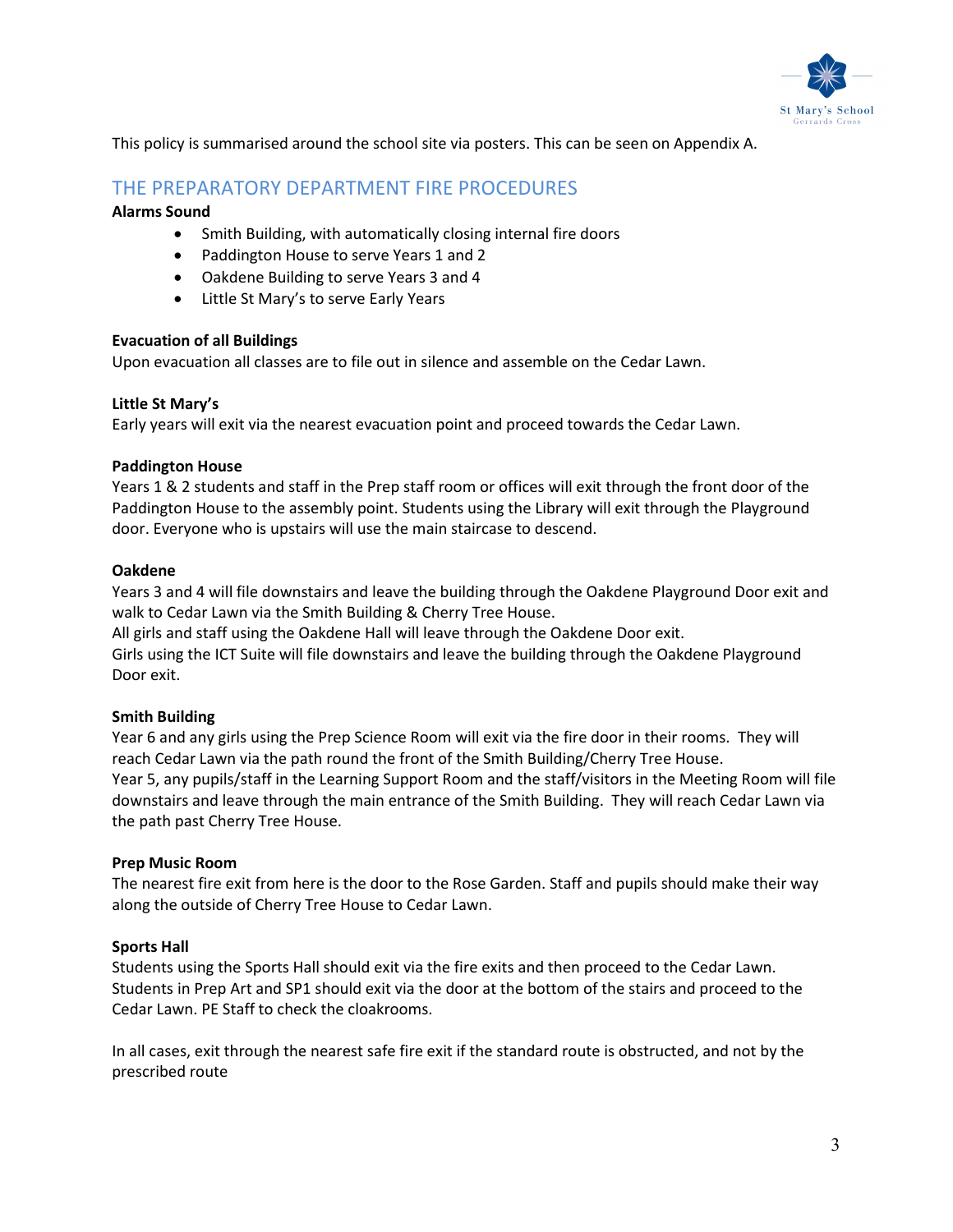This policy is summarised around the school site via posters. This can be seen on Appendix A.

## THE PREPARATORY DEPARTMENT FIRE PROCEDURES

**Alarms Sound**

- Smith Building, with automatically closing internal fire doors
- Paddington House to serve Years 1 and 2
- Oakdene Building to serve Years 3 and 4
- Little St Mary's to serve Early Years

**Evacuation of all Buildings**

Upon evacuation all classes are to file out in silence and assemble on the Cedar Lawn.

**Little St Mary's**

Early years will exit via the nearest evacuation point and proceed towards the Cedar Lawn.

**Paddington House**

Years 1 & 2 students and staff in the Prep staff room or offices will exit through the front door of the Paddington House to the assembly point. Students using the Library will exit through the Playground door. Everyone who is upstairs will use the main staircase to descend.

**Oakdene**

Years 3 and 4 will file downstairs and leave the building through the Oakdene Playground Door exit and walk to Cedar Lawn via the Smith Building & Cherry Tree House.
All girls and staff using the Oakdene Hall will leave through the Oakdene Door exit.
Girls using the ICT Suite will file downstairs and leave the building through the Oakdene Playground Door exit.

**Smith Building**

Year 6 and any girls using the Prep Science Room will exit via the fire door in their rooms. They will reach Cedar Lawn via the path round the front of the Smith Building/Cherry Tree House.
Year 5, any pupils/staff in the Learning Support Room and the staff/visitors in the Meeting Room will file downstairs and leave through the main entrance of the Smith Building. They will reach Cedar Lawn via the path past Cherry Tree House.

**Prep Music Room**

The nearest fire exit from here is the door to the Rose Garden. Staff and pupils should make their way along the outside of Cherry Tree House to Cedar Lawn.

**Sports Hall**

Students using the Sports Hall should exit via the fire exits and then proceed to the Cedar Lawn. Students in Prep Art and SP1 should exit via the door at the bottom of the stairs and proceed to the Cedar Lawn. PE Staff to check the cloakrooms.

In all cases, exit through the nearest safe fire exit if the standard route is obstructed, and not by the prescribed route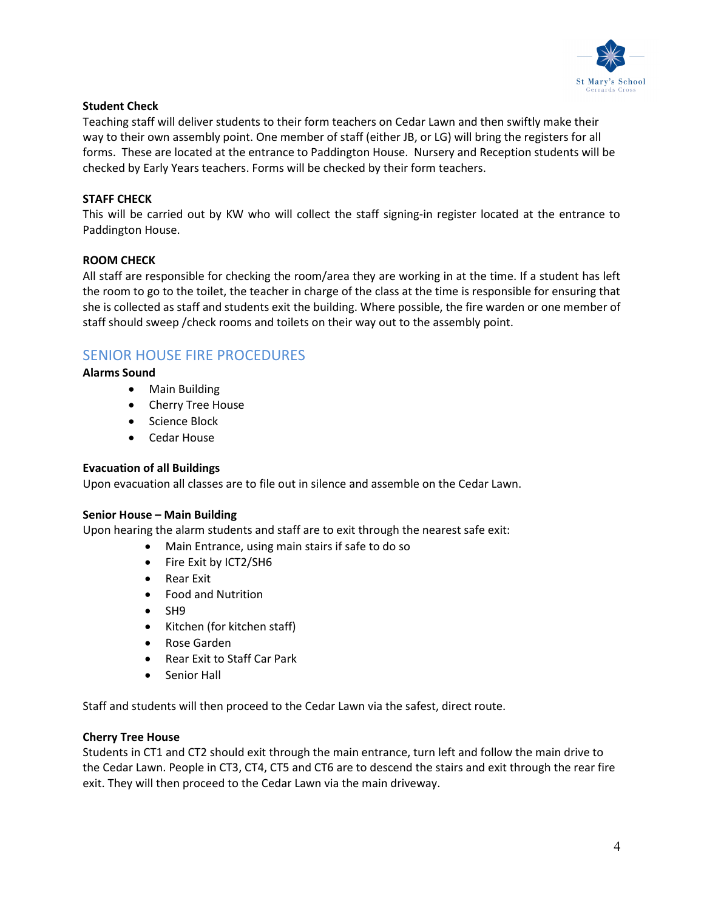**Student Check**

Teaching staff will deliver students to their form teachers on Cedar Lawn and then swiftly make their way to their own assembly point. One member of staff (either JB, or LG) will bring the registers for all forms. These are located at the entrance to Paddington House. Nursery and Reception students will be checked by Early Years teachers. Forms will be checked by their form teachers.

**STAFF CHECK**

This will be carried out by KW who will collect the staff signing-in register located at the entrance to Paddington House.

**ROOM CHECK**

All staff are responsible for checking the room/area they are working in at the time. If a student has left the room to go to the toilet, the teacher in charge of the class at the time is responsible for ensuring that she is collected as staff and students exit the building. Where possible, the fire warden or one member of staff should sweep /check rooms and toilets on their way out to the assembly point.

## SENIOR HOUSE FIRE PROCEDURES

**Alarms Sound**

- Main Building
- Cherry Tree House
- Science Block
- Cedar House

**Evacuation of all Buildings**

Upon evacuation all classes are to file out in silence and assemble on the Cedar Lawn.

**Senior House – Main Building**

Upon hearing the alarm students and staff are to exit through the nearest safe exit:

- Main Entrance, using main stairs if safe to do so
- Fire Exit by ICT2/SH6
- Rear Exit
- Food and Nutrition
- SH9
- Kitchen (for kitchen staff)
- Rose Garden
- Rear Exit to Staff Car Park
- Senior Hall

Staff and students will then proceed to the Cedar Lawn via the safest, direct route.

**Cherry Tree House**

Students in CT1 and CT2 should exit through the main entrance, turn left and follow the main drive to the Cedar Lawn. People in CT3, CT4, CT5 and CT6 are to descend the stairs and exit through the rear fire exit. They will then proceed to the Cedar Lawn via the main driveway.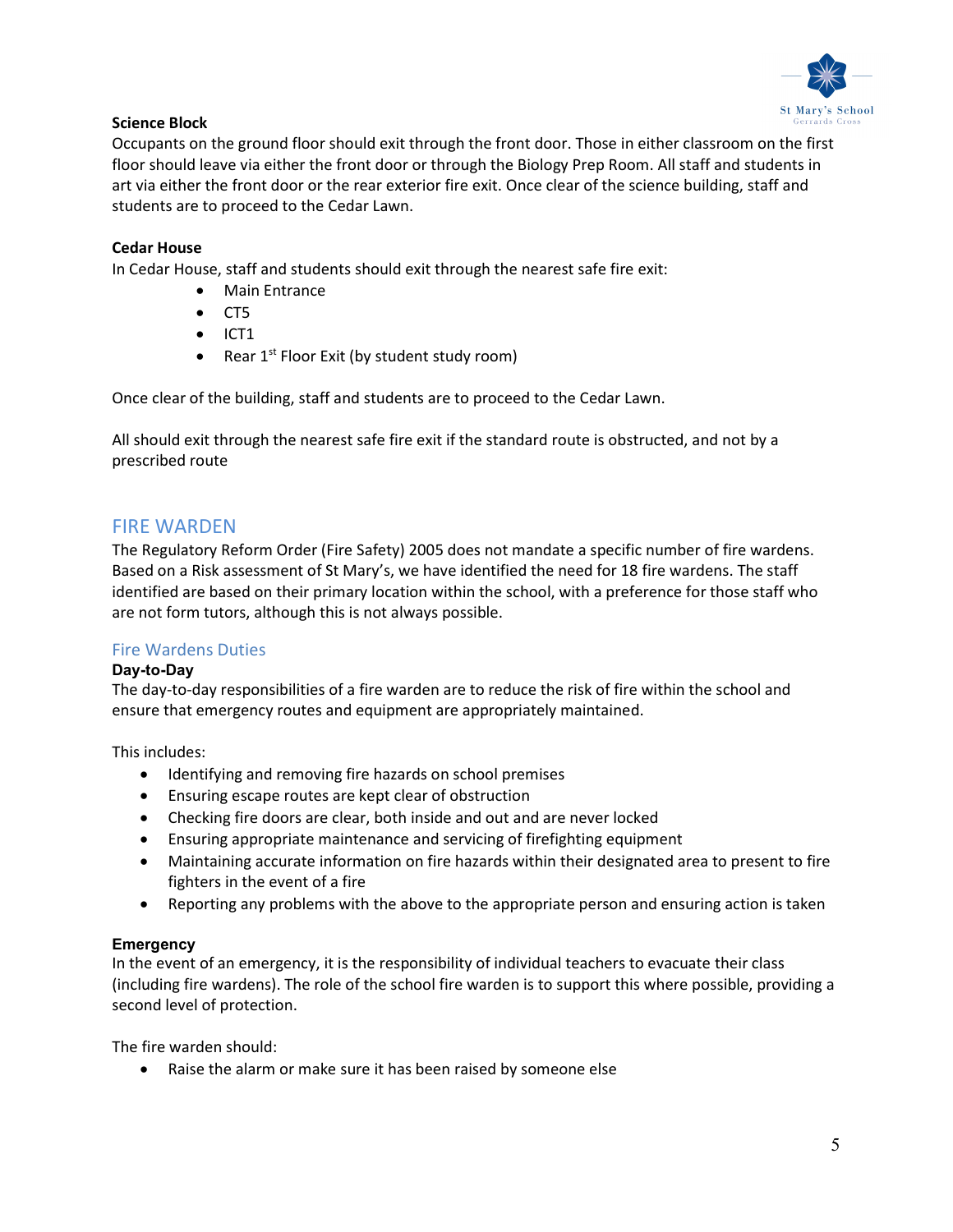**Science Block**

Occupants on the ground floor should exit through the front door. Those in either classroom on the first floor should leave via either the front door or through the Biology Prep Room. All staff and students in art via either the front door or the rear exterior fire exit. Once clear of the science building, staff and students are to proceed to the Cedar Lawn.

**Cedar House**

In Cedar House, staff and students should exit through the nearest safe fire exit:

- Main Entrance
- CT5
- ICT1
- Rear 1st Floor Exit (by student study room)

Once clear of the building, staff and students are to proceed to the Cedar Lawn.

All should exit through the nearest safe fire exit if the standard route is obstructed, and not by a prescribed route

## FIRE WARDEN

The Regulatory Reform Order (Fire Safety) 2005 does not mandate a specific number of fire wardens. Based on a Risk assessment of St Mary's, we have identified the need for 18 fire wardens. The staff identified are based on their primary location within the school, with a preference for those staff who are not form tutors, although this is not always possible.

### Fire Wardens Duties

**Day-to-Day**

The day-to-day responsibilities of a fire warden are to reduce the risk of fire within the school and ensure that emergency routes and equipment are appropriately maintained.

This includes:

- Identifying and removing fire hazards on school premises
- Ensuring escape routes are kept clear of obstruction
- Checking fire doors are clear, both inside and out and are never locked
- Ensuring appropriate maintenance and servicing of firefighting equipment
- Maintaining accurate information on fire hazards within their designated area to present to fire fighters in the event of a fire
- Reporting any problems with the above to the appropriate person and ensuring action is taken

**Emergency**

In the event of an emergency, it is the responsibility of individual teachers to evacuate their class (including fire wardens). The role of the school fire warden is to support this where possible, providing a second level of protection.

The fire warden should:

- Raise the alarm or make sure it has been raised by someone else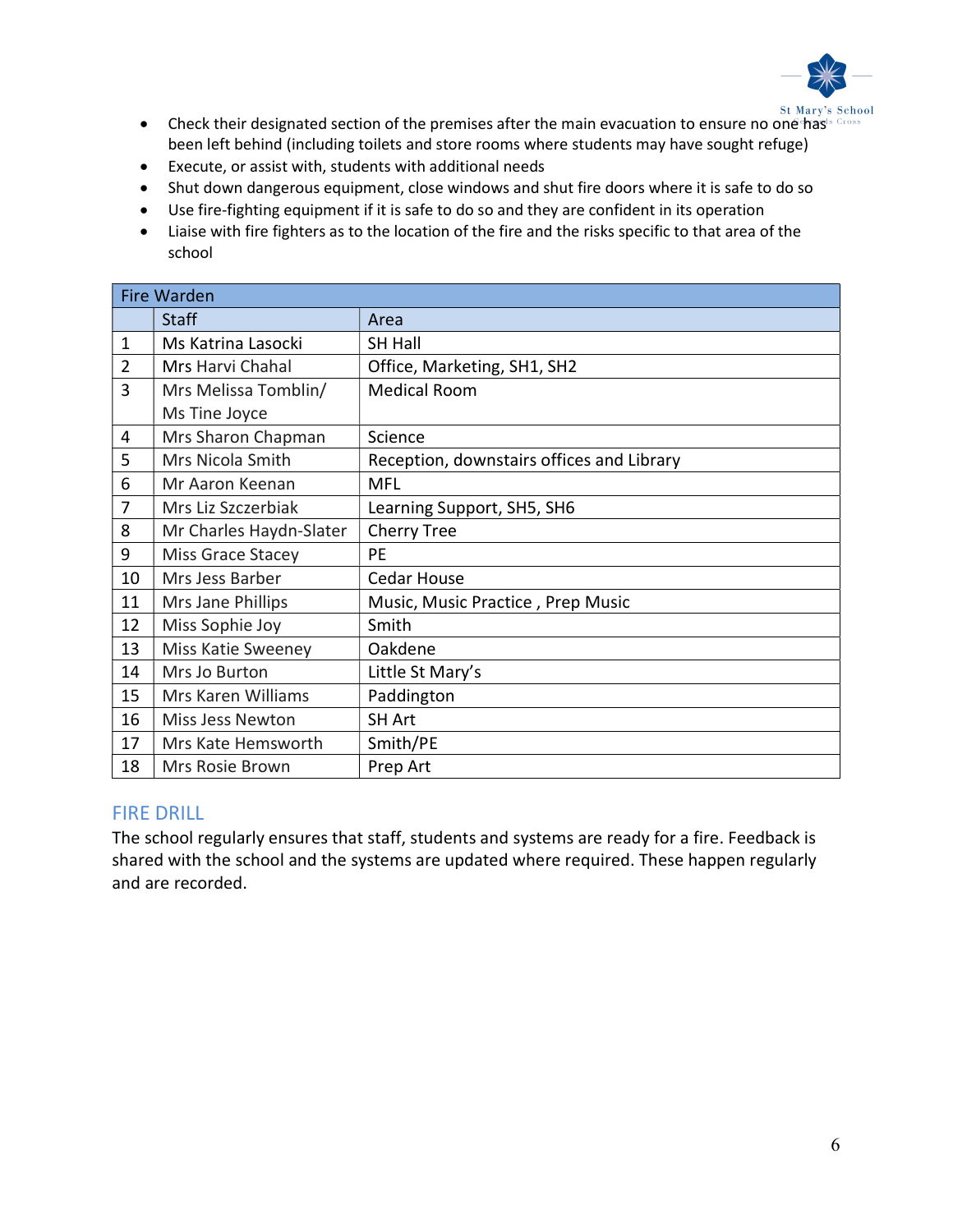- Check their designated section of the premises after the main evacuation to ensure no one has been left behind (including toilets and store rooms where students may have sought refuge)
- Execute, or assist with, students with additional needs
- Shut down dangerous equipment, close windows and shut fire doors where it is safe to do so
- Use fire-fighting equipment if it is safe to do so and they are confident in its operation
- Liaise with fire fighters as to the location of the fire and the risks specific to that area of the school

| Fire Warden | | |
|---|---|---|
| | Staff | Area |
| 1 | Ms Katrina Lasocki | SH Hall |
| 2 | Mrs Harvi Chahal | Office, Marketing, SH1, SH2 |
| 3 | Mrs Melissa Tomblin/ Ms Tine Joyce | Medical Room |
| 4 | Mrs Sharon Chapman | Science |
| 5 | Mrs Nicola Smith | Reception, downstairs offices and Library |
| 6 | Mr Aaron Keenan | MFL |
| 7 | Mrs Liz Szczerbiak | Learning Support, SH5, SH6 |
| 8 | Mr Charles Haydn-Slater | Cherry Tree |
| 9 | Miss Grace Stacey | PE |
| 10 | Mrs Jess Barber | Cedar House |
| 11 | Mrs Jane Phillips | Music, Music Practice , Prep Music |
| 12 | Miss Sophie Joy | Smith |
| 13 | Miss Katie Sweeney | Oakdene |
| 14 | Mrs Jo Burton | Little St Mary's |
| 15 | Mrs Karen Williams | Paddington |
| 16 | Miss Jess Newton | SH Art |
| 17 | Mrs Kate Hemsworth | Smith/PE |
| 18 | Mrs Rosie Brown | Prep Art |

## FIRE DRILL

The school regularly ensures that staff, students and systems are ready for a fire. Feedback is shared with the school and the systems are updated where required. These happen regularly and are recorded.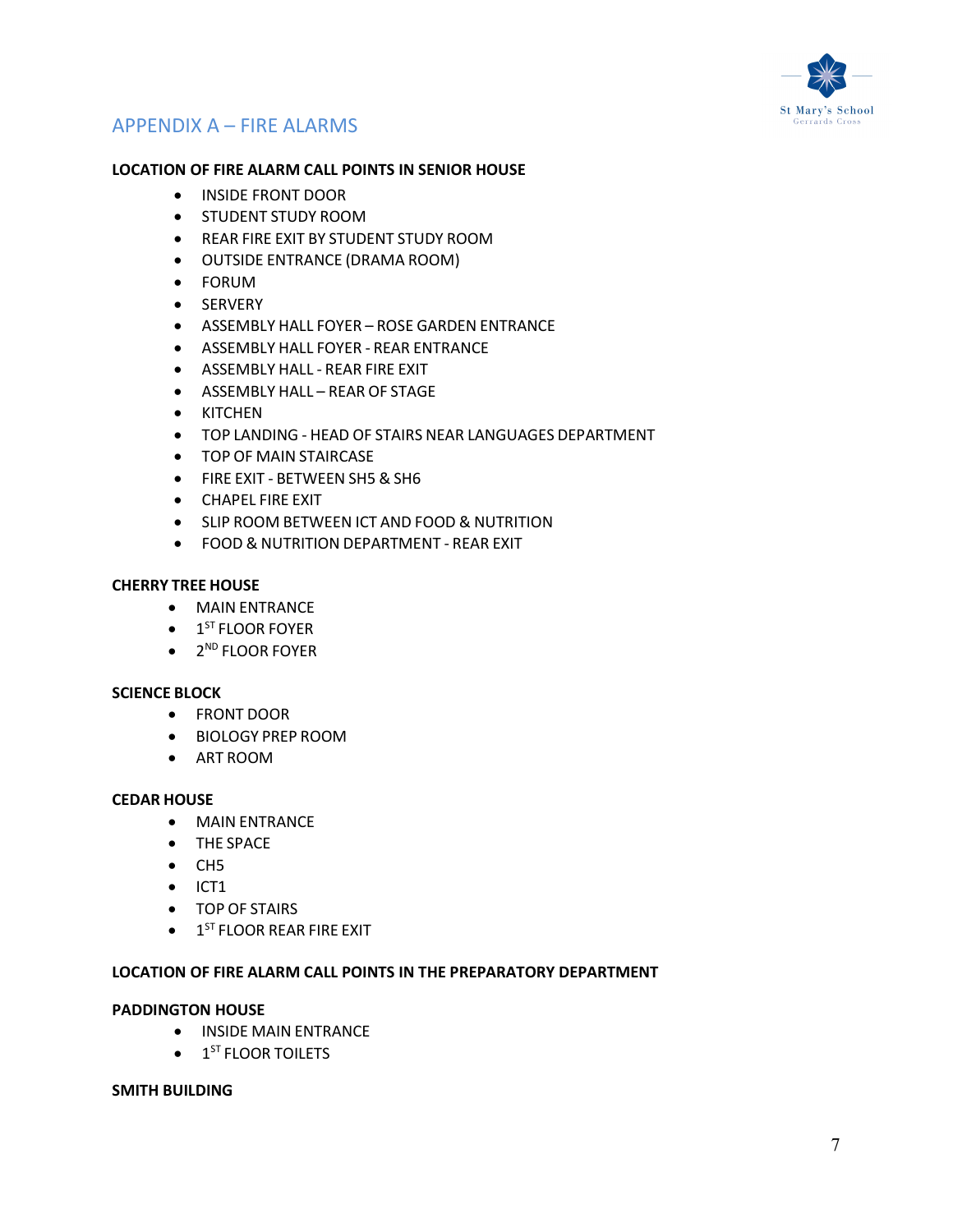## APPENDIX A – FIRE ALARMS

**LOCATION OF FIRE ALARM CALL POINTS IN SENIOR HOUSE**

- INSIDE FRONT DOOR
- STUDENT STUDY ROOM
- REAR FIRE EXIT BY STUDENT STUDY ROOM
- OUTSIDE ENTRANCE (DRAMA ROOM)
- FORUM
- SERVERY
- ASSEMBLY HALL FOYER – ROSE GARDEN ENTRANCE
- ASSEMBLY HALL FOYER - REAR ENTRANCE
- ASSEMBLY HALL - REAR FIRE EXIT
- ASSEMBLY HALL – REAR OF STAGE
- KITCHEN
- TOP LANDING - HEAD OF STAIRS NEAR LANGUAGES DEPARTMENT
- TOP OF MAIN STAIRCASE
- FIRE EXIT - BETWEEN SH5 & SH6
- CHAPEL FIRE EXIT
- SLIP ROOM BETWEEN ICT AND FOOD & NUTRITION
- FOOD & NUTRITION DEPARTMENT - REAR EXIT

**CHERRY TREE HOUSE**

- MAIN ENTRANCE
- 1ST FLOOR FOYER
- 2ND FLOOR FOYER

**SCIENCE BLOCK**

- FRONT DOOR
- BIOLOGY PREP ROOM
- ART ROOM

**CEDAR HOUSE**

- MAIN ENTRANCE
- THE SPACE
- CH5
- ICT1
- TOP OF STAIRS
- 1ST FLOOR REAR FIRE EXIT

**LOCATION OF FIRE ALARM CALL POINTS IN THE PREPARATORY DEPARTMENT**

**PADDINGTON HOUSE**

- INSIDE MAIN ENTRANCE
- 1ST FLOOR TOILETS

**SMITH BUILDING**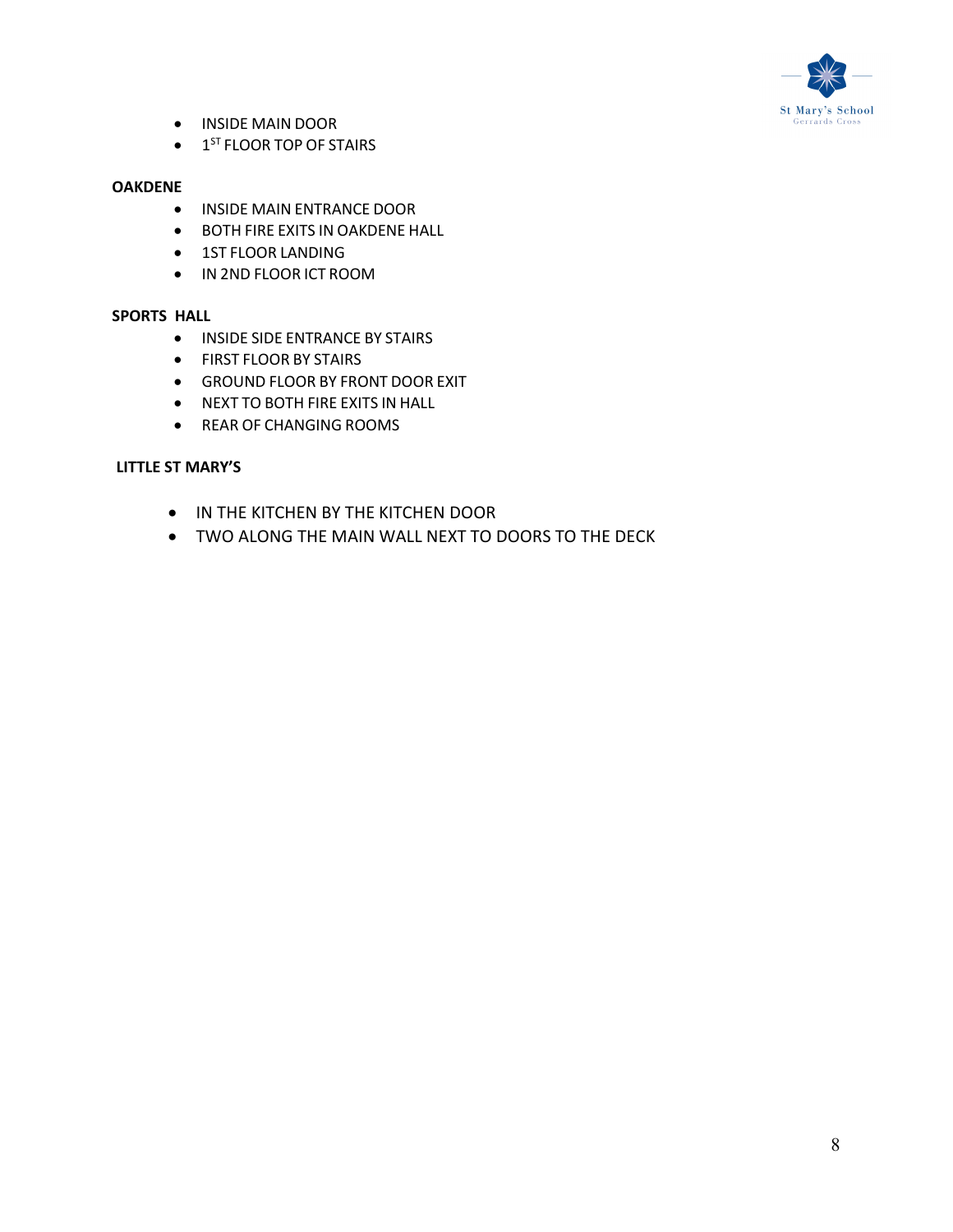- INSIDE MAIN DOOR
- 1ST FLOOR TOP OF STAIRS

**OAKDENE**

- INSIDE MAIN ENTRANCE DOOR
- BOTH FIRE EXITS IN OAKDENE HALL
- 1ST FLOOR LANDING
- IN 2ND FLOOR ICT ROOM

**SPORTS HALL**

- INSIDE SIDE ENTRANCE BY STAIRS
- FIRST FLOOR BY STAIRS
- GROUND FLOOR BY FRONT DOOR EXIT
- NEXT TO BOTH FIRE EXITS IN HALL
- REAR OF CHANGING ROOMS

**LITTLE ST MARY'S**

- IN THE KITCHEN BY THE KITCHEN DOOR
- TWO ALONG THE MAIN WALL NEXT TO DOORS TO THE DECK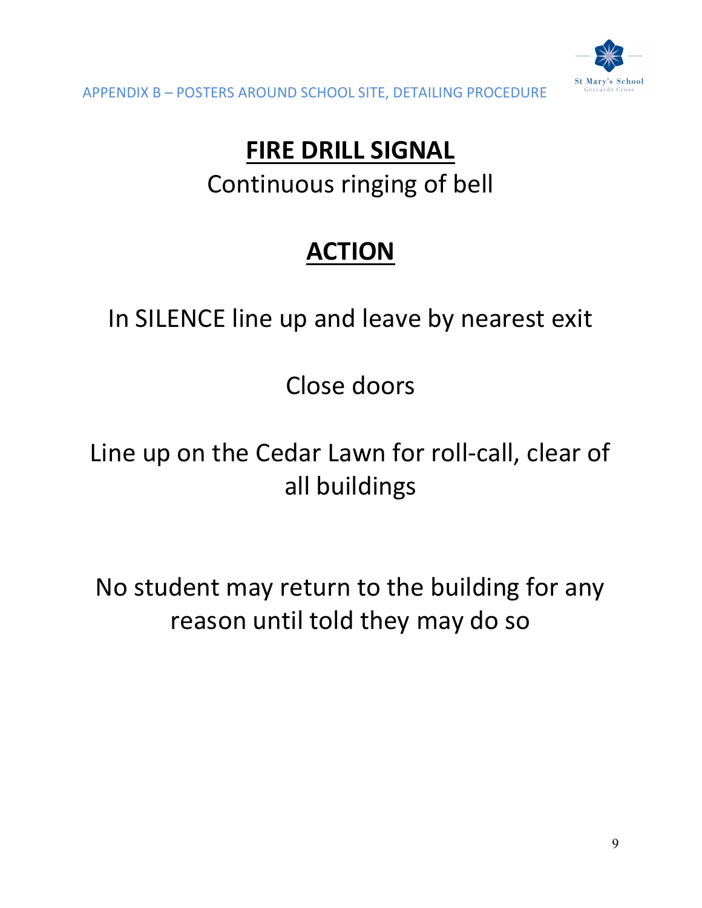APPENDIX B – POSTERS AROUND SCHOOL SITE, DETAILING PROCEDURE

# FIRE DRILL SIGNAL

Continuous ringing of bell

# ACTION

In SILENCE line up and leave by nearest exit

Close doors

Line up on the Cedar Lawn for roll-call, clear of all buildings

No student may return to the building for any reason until told they may do so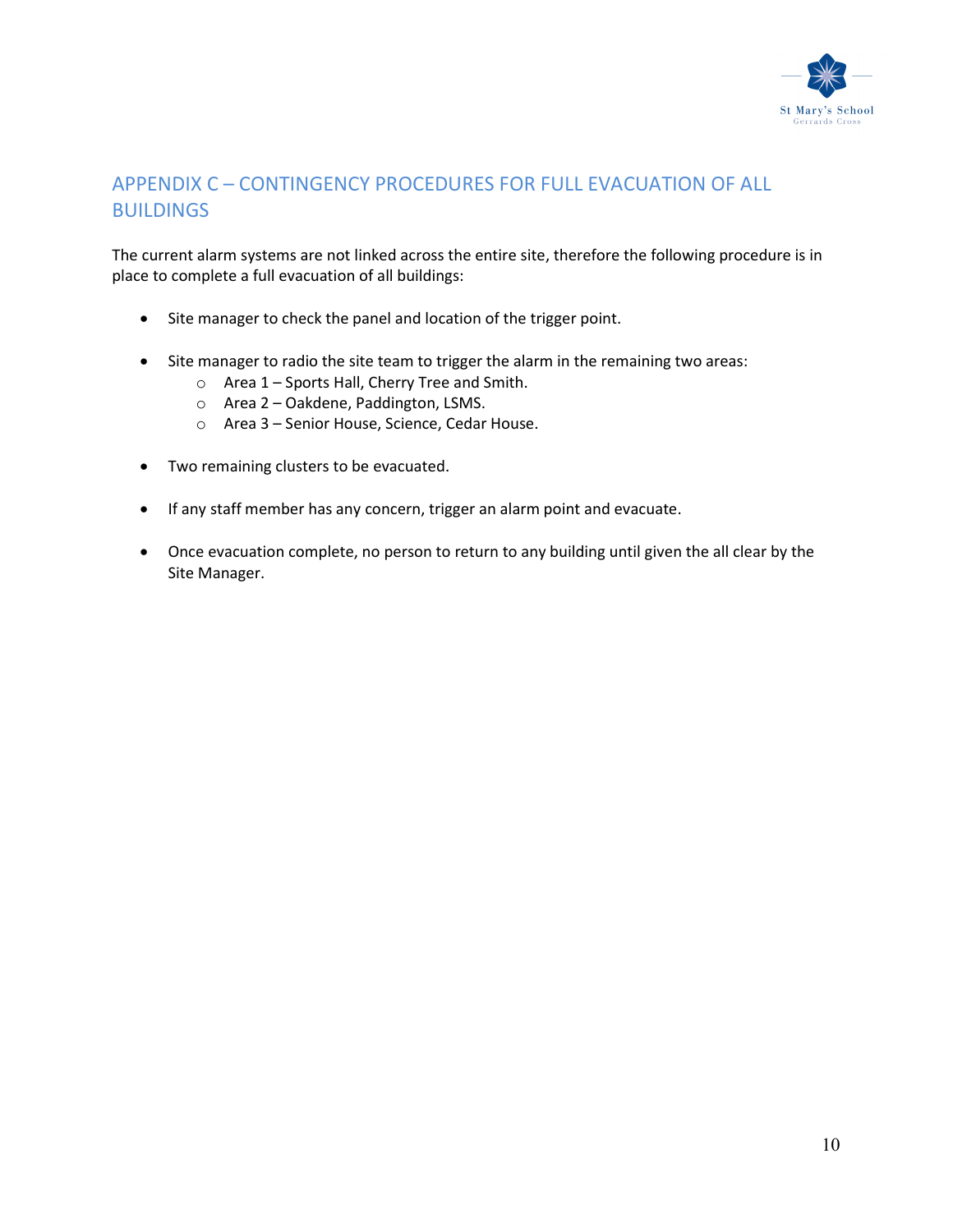## APPENDIX C – CONTINGENCY PROCEDURES FOR FULL EVACUATION OF ALL BUILDINGS

The current alarm systems are not linked across the entire site, therefore the following procedure is in place to complete a full evacuation of all buildings:

- Site manager to check the panel and location of the trigger point.
- Site manager to radio the site team to trigger the alarm in the remaining two areas:
  - Area 1 – Sports Hall, Cherry Tree and Smith.
  - Area 2 – Oakdene, Paddington, LSMS.
  - Area 3 – Senior House, Science, Cedar House.
- Two remaining clusters to be evacuated.
- If any staff member has any concern, trigger an alarm point and evacuate.
- Once evacuation complete, no person to return to any building until given the all clear by the Site Manager.